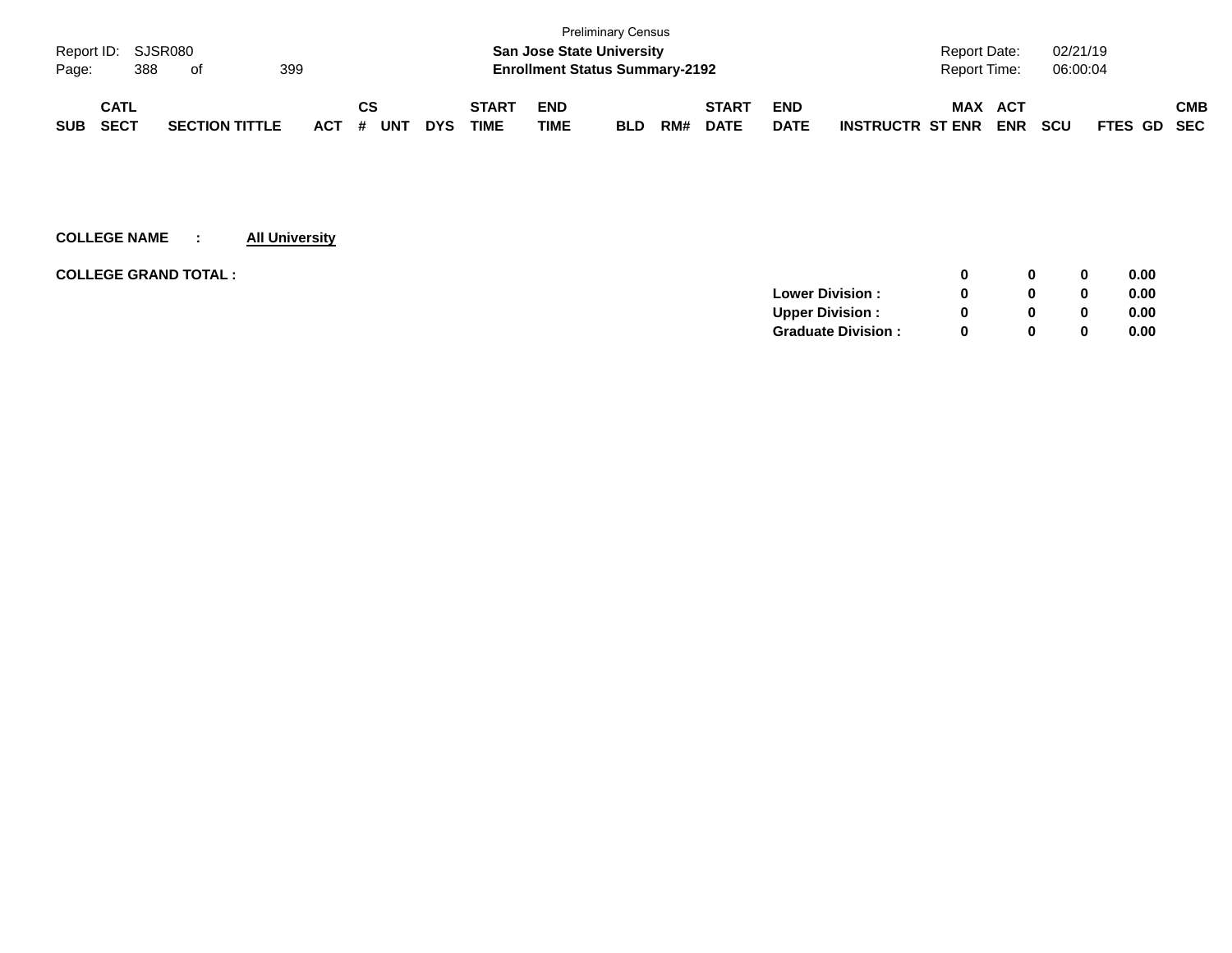Preliminary Census

**San Jose State University**

**Enrollment Status Summary-2192**

Report ID: SJSR080

Report Date: 02/21/19

Report Time: 06:00:04

| SUB | CATL SECT | SECTION TITTLE | ACT | CS # | UNT | DYS | START TIME | END TIME | BLD | RM# | START DATE | END DATE | INSTRUCTR | MAX ST ENR | ACT ENR | SCU | FTES | GD | CMB SEC |
|---|---|---|---|---|---|---|---|---|---|---|---|---|---|---|---|---|---|---|---|

**COLLEGE NAME : All University**

| | | MAX ST ENR | ACT ENR | SCU | FTES |
|---|---|---|---|---|---|
| **COLLEGE GRAND TOTAL :** | | **0** | **0** | **0** | **0.00** |
| | **Lower Division :** | **0** | **0** | **0** | **0.00** |
| | **Upper Division :** | **0** | **0** | **0** | **0.00** |
| | **Graduate Division :** | **0** | **0** | **0** | **0.00** |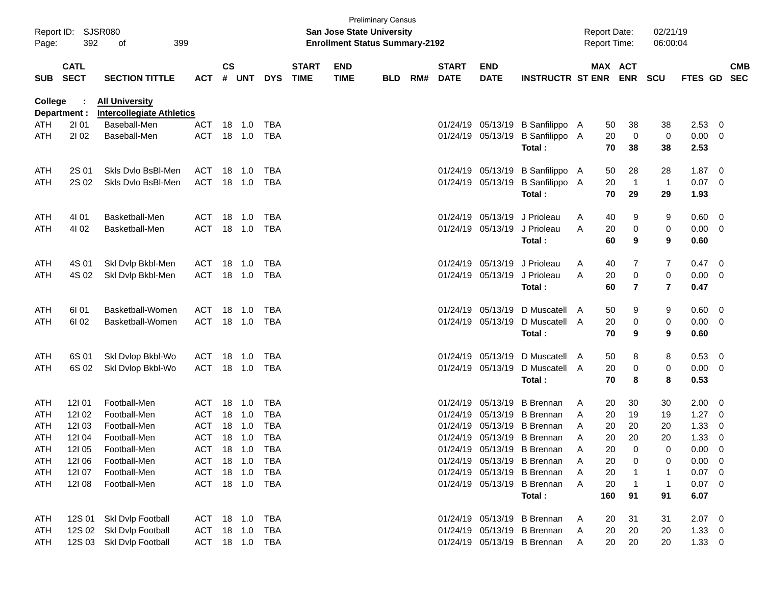Preliminary Census

**San Jose State University**
**Enrollment Status Summary-2192**

Report ID: SJSR080
Report Date: 02/21/19
Report Time: 06:00:04

College : **All University**
Department : **Intercollegiate Athletics**

| SUB | CATL SECT | SECTION TITTLE | ACT | CS # | UNT | DYS | START TIME | END TIME | BLD | RM# | START DATE | END DATE | INSTRUCTR | ST | MAX ENR | ACT ENR | SCU | FTES | GD | CMB SEC |
|---|---|---|---|---|---|---|---|---|---|---|---|---|---|---|---|---|---|---|---|---|
| ATH | 2I 01 | Baseball-Men | ACT | 18 | 1.0 | TBA | | | | | 01/24/19 | 05/13/19 | B Sanfilippo | A | 50 | 38 | 38 | 2.53 | 0 | |
| ATH | 2I 02 | Baseball-Men | ACT | 18 | 1.0 | TBA | | | | | 01/24/19 | 05/13/19 | B Sanfilippo | A | 20 | 0 | 0 | 0.00 | 0 | |
| | | | | | | | | | | | | | **Total :** | | **70** | **38** | **38** | **2.53** | | |
| ATH | 2S 01 | Skls Dvlo BsBl-Men | ACT | 18 | 1.0 | TBA | | | | | 01/24/19 | 05/13/19 | B Sanfilippo | A | 50 | 28 | 28 | 1.87 | 0 | |
| ATH | 2S 02 | Skls Dvlo BsBl-Men | ACT | 18 | 1.0 | TBA | | | | | 01/24/19 | 05/13/19 | B Sanfilippo | A | 20 | 1 | 1 | 0.07 | 0 | |
| | | | | | | | | | | | | | **Total :** | | **70** | **29** | **29** | **1.93** | | |
| ATH | 4I 01 | Basketball-Men | ACT | 18 | 1.0 | TBA | | | | | 01/24/19 | 05/13/19 | J Prioleau | A | 40 | 9 | 9 | 0.60 | 0 | |
| ATH | 4I 02 | Basketball-Men | ACT | 18 | 1.0 | TBA | | | | | 01/24/19 | 05/13/19 | J Prioleau | A | 20 | 0 | 0 | 0.00 | 0 | |
| | | | | | | | | | | | | | **Total :** | | **60** | **9** | **9** | **0.60** | | |
| ATH | 4S 01 | Skl Dvlp Bkbl-Men | ACT | 18 | 1.0 | TBA | | | | | 01/24/19 | 05/13/19 | J Prioleau | A | 40 | 7 | 7 | 0.47 | 0 | |
| ATH | 4S 02 | Skl Dvlp Bkbl-Men | ACT | 18 | 1.0 | TBA | | | | | 01/24/19 | 05/13/19 | J Prioleau | A | 20 | 0 | 0 | 0.00 | 0 | |
| | | | | | | | | | | | | | **Total :** | | **60** | **7** | **7** | **0.47** | | |
| ATH | 6I 01 | Basketball-Women | ACT | 18 | 1.0 | TBA | | | | | 01/24/19 | 05/13/19 | D Muscatell | A | 50 | 9 | 9 | 0.60 | 0 | |
| ATH | 6I 02 | Basketball-Women | ACT | 18 | 1.0 | TBA | | | | | 01/24/19 | 05/13/19 | D Muscatell | A | 20 | 0 | 0 | 0.00 | 0 | |
| | | | | | | | | | | | | | **Total :** | | **70** | **9** | **9** | **0.60** | | |
| ATH | 6S 01 | Skl Dvlop Bkbl-Wo | ACT | 18 | 1.0 | TBA | | | | | 01/24/19 | 05/13/19 | D Muscatell | A | 50 | 8 | 8 | 0.53 | 0 | |
| ATH | 6S 02 | Skl Dvlop Bkbl-Wo | ACT | 18 | 1.0 | TBA | | | | | 01/24/19 | 05/13/19 | D Muscatell | A | 20 | 0 | 0 | 0.00 | 0 | |
| | | | | | | | | | | | | | **Total :** | | **70** | **8** | **8** | **0.53** | | |
| ATH | 12I 01 | Football-Men | ACT | 18 | 1.0 | TBA | | | | | 01/24/19 | 05/13/19 | B Brennan | A | 20 | 30 | 30 | 2.00 | 0 | |
| ATH | 12I 02 | Football-Men | ACT | 18 | 1.0 | TBA | | | | | 01/24/19 | 05/13/19 | B Brennan | A | 20 | 19 | 19 | 1.27 | 0 | |
| ATH | 12I 03 | Football-Men | ACT | 18 | 1.0 | TBA | | | | | 01/24/19 | 05/13/19 | B Brennan | A | 20 | 20 | 20 | 1.33 | 0 | |
| ATH | 12I 04 | Football-Men | ACT | 18 | 1.0 | TBA | | | | | 01/24/19 | 05/13/19 | B Brennan | A | 20 | 20 | 20 | 1.33 | 0 | |
| ATH | 12I 05 | Football-Men | ACT | 18 | 1.0 | TBA | | | | | 01/24/19 | 05/13/19 | B Brennan | A | 20 | 0 | 0 | 0.00 | 0 | |
| ATH | 12I 06 | Football-Men | ACT | 18 | 1.0 | TBA | | | | | 01/24/19 | 05/13/19 | B Brennan | A | 20 | 0 | 0 | 0.00 | 0 | |
| ATH | 12I 07 | Football-Men | ACT | 18 | 1.0 | TBA | | | | | 01/24/19 | 05/13/19 | B Brennan | A | 20 | 1 | 1 | 0.07 | 0 | |
| ATH | 12I 08 | Football-Men | ACT | 18 | 1.0 | TBA | | | | | 01/24/19 | 05/13/19 | B Brennan | A | 20 | 1 | 1 | 0.07 | 0 | |
| | | | | | | | | | | | | | **Total :** | | **160** | **91** | **91** | **6.07** | | |
| ATH | 12S 01 | Skl Dvlp Football | ACT | 18 | 1.0 | TBA | | | | | 01/24/19 | 05/13/19 | B Brennan | A | 20 | 31 | 31 | 2.07 | 0 | |
| ATH | 12S 02 | Skl Dvlp Football | ACT | 18 | 1.0 | TBA | | | | | 01/24/19 | 05/13/19 | B Brennan | A | 20 | 20 | 20 | 1.33 | 0 | |
| ATH | 12S 03 | Skl Dvlp Football | ACT | 18 | 1.0 | TBA | | | | | 01/24/19 | 05/13/19 | B Brennan | A | 20 | 20 | 20 | 1.33 | 0 | |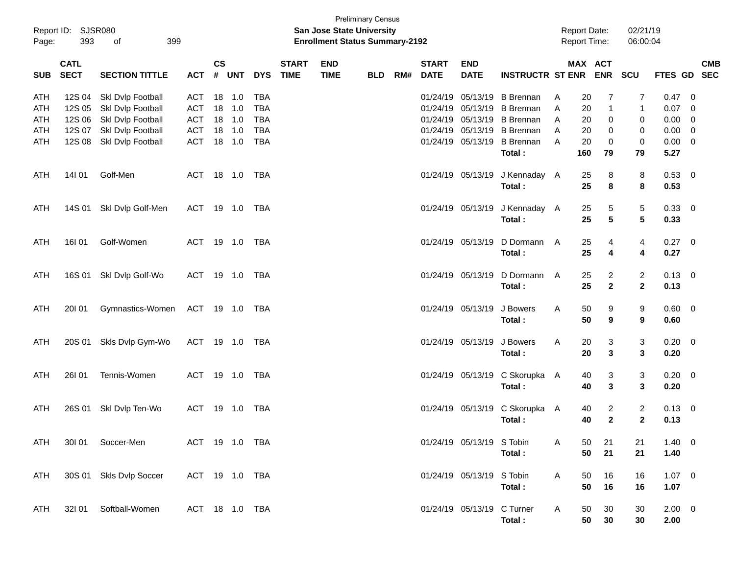Preliminary Census

**San Jose State University**
**Enrollment Status Summary-2192**

Report ID: SJSR080
Report Date: 02/21/19
Report Time: 06:00:04

| SUB | CATL SECT | SECTION TITTLE | ACT | CS # | UNT | DYS | START TIME | END TIME | BLD | RM# | START DATE | END DATE | INSTRUCTR | ST | MAX ENR | ACT ENR | SCU | FTES | GD | CMB SEC |
|---|---|---|---|---|---|---|---|---|---|---|---|---|---|---|---|---|---|---|---|---|
| ATH | 12S 04 | Skl Dvlp Football | ACT | 18 | 1.0 | TBA | | | | | 01/24/19 | 05/13/19 | B Brennan | A | 20 | 7 | 7 | 0.47 | 0 | |
| ATH | 12S 05 | Skl Dvlp Football | ACT | 18 | 1.0 | TBA | | | | | 01/24/19 | 05/13/19 | B Brennan | A | 20 | 1 | 1 | 0.07 | 0 | |
| ATH | 12S 06 | Skl Dvlp Football | ACT | 18 | 1.0 | TBA | | | | | 01/24/19 | 05/13/19 | B Brennan | A | 20 | 0 | 0 | 0.00 | 0 | |
| ATH | 12S 07 | Skl Dvlp Football | ACT | 18 | 1.0 | TBA | | | | | 01/24/19 | 05/13/19 | B Brennan | A | 20 | 0 | 0 | 0.00 | 0 | |
| ATH | 12S 08 | Skl Dvlp Football | ACT | 18 | 1.0 | TBA | | | | | 01/24/19 | 05/13/19 | B Brennan | A | 20 | 0 | 0 | 0.00 | 0 | |
| | | | | | | | | | | | | | **Total :** | | **160** | **79** | **79** | **5.27** | | |
| ATH | 14I 01 | Golf-Men | ACT | 18 | 1.0 | TBA | | | | | 01/24/19 | 05/13/19 | J Kennaday | A | 25 | 8 | 8 | 0.53 | 0 | |
| | | | | | | | | | | | | | **Total :** | | **25** | **8** | **8** | **0.53** | | |
| ATH | 14S 01 | Skl Dvlp Golf-Men | ACT | 19 | 1.0 | TBA | | | | | 01/24/19 | 05/13/19 | J Kennaday | A | 25 | 5 | 5 | 0.33 | 0 | |
| | | | | | | | | | | | | | **Total :** | | **25** | **5** | **5** | **0.33** | | |
| ATH | 16I 01 | Golf-Women | ACT | 19 | 1.0 | TBA | | | | | 01/24/19 | 05/13/19 | D Dormann | A | 25 | 4 | 4 | 0.27 | 0 | |
| | | | | | | | | | | | | | **Total :** | | **25** | **4** | **4** | **0.27** | | |
| ATH | 16S 01 | Skl Dvlp Golf-Wo | ACT | 19 | 1.0 | TBA | | | | | 01/24/19 | 05/13/19 | D Dormann | A | 25 | 2 | 2 | 0.13 | 0 | |
| | | | | | | | | | | | | | **Total :** | | **25** | **2** | **2** | **0.13** | | |
| ATH | 20I 01 | Gymnastics-Women | ACT | 19 | 1.0 | TBA | | | | | 01/24/19 | 05/13/19 | J Bowers | A | 50 | 9 | 9 | 0.60 | 0 | |
| | | | | | | | | | | | | | **Total :** | | **50** | **9** | **9** | **0.60** | | |
| ATH | 20S 01 | Skls Dvlp Gym-Wo | ACT | 19 | 1.0 | TBA | | | | | 01/24/19 | 05/13/19 | J Bowers | A | 20 | 3 | 3 | 0.20 | 0 | |
| | | | | | | | | | | | | | **Total :** | | **20** | **3** | **3** | **0.20** | | |
| ATH | 26I 01 | Tennis-Women | ACT | 19 | 1.0 | TBA | | | | | 01/24/19 | 05/13/19 | C Skorupka | A | 40 | 3 | 3 | 0.20 | 0 | |
| | | | | | | | | | | | | | **Total :** | | **40** | **3** | **3** | **0.20** | | |
| ATH | 26S 01 | Skl Dvlp Ten-Wo | ACT | 19 | 1.0 | TBA | | | | | 01/24/19 | 05/13/19 | C Skorupka | A | 40 | 2 | 2 | 0.13 | 0 | |
| | | | | | | | | | | | | | **Total :** | | **40** | **2** | **2** | **0.13** | | |
| ATH | 30I 01 | Soccer-Men | ACT | 19 | 1.0 | TBA | | | | | 01/24/19 | 05/13/19 | S Tobin | A | 50 | 21 | 21 | 1.40 | 0 | |
| | | | | | | | | | | | | | **Total :** | | **50** | **21** | **21** | **1.40** | | |
| ATH | 30S 01 | Skls Dvlp Soccer | ACT | 19 | 1.0 | TBA | | | | | 01/24/19 | 05/13/19 | S Tobin | A | 50 | 16 | 16 | 1.07 | 0 | |
| | | | | | | | | | | | | | **Total :** | | **50** | **16** | **16** | **1.07** | | |
| ATH | 32I 01 | Softball-Women | ACT | 18 | 1.0 | TBA | | | | | 01/24/19 | 05/13/19 | C Turner | A | 50 | 30 | 30 | 2.00 | 0 | |
| | | | | | | | | | | | | | **Total :** | | **50** | **30** | **30** | **2.00** | | |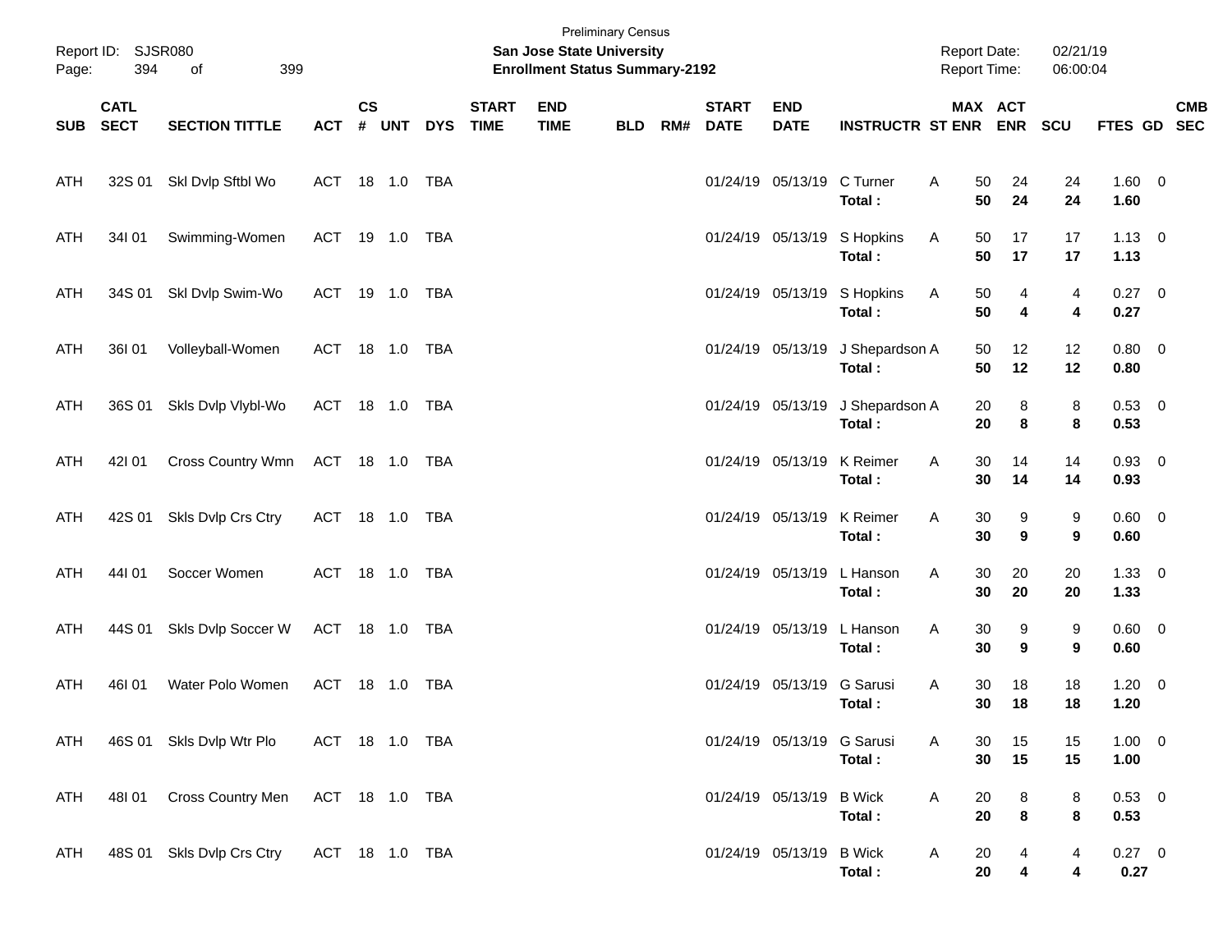Preliminary Census
**San Jose State University**
**Enrollment Status Summary-2192**

Report ID: SJSR080
Report Date: 02/21/19
Report Time: 06:00:04

| SUB | CATL SECT | SECTION TITTLE | ACT | CS # | UNT | DYS | START TIME | END TIME | BLD | RM# | START DATE | END DATE | INSTRUCTR | ST | MAX ENR | ACT ENR | SCU | FTES | GD | CMB SEC |
|---|---|---|---|---|---|---|---|---|---|---|---|---|---|---|---|---|---|---|---|---|
| ATH | 32S 01 | Skl Dvlp Sftbl Wo | ACT | 18 | 1.0 | TBA | | | | | 01/24/19 | 05/13/19 | C Turner | A | 50 | 24 | 24 | 1.60 | 0 | |
| | | | | | | | | | | | | | **Total :** | | **50** | **24** | **24** | **1.60** | | |
| ATH | 34I 01 | Swimming-Women | ACT | 19 | 1.0 | TBA | | | | | 01/24/19 | 05/13/19 | S Hopkins | A | 50 | 17 | 17 | 1.13 | 0 | |
| | | | | | | | | | | | | | **Total :** | | **50** | **17** | **17** | **1.13** | | |
| ATH | 34S 01 | Skl Dvlp Swim-Wo | ACT | 19 | 1.0 | TBA | | | | | 01/24/19 | 05/13/19 | S Hopkins | A | 50 | 4 | 4 | 0.27 | 0 | |
| | | | | | | | | | | | | | **Total :** | | **50** | **4** | **4** | **0.27** | | |
| ATH | 36I 01 | Volleyball-Women | ACT | 18 | 1.0 | TBA | | | | | 01/24/19 | 05/13/19 | J Shepardson | A | 50 | 12 | 12 | 0.80 | 0 | |
| | | | | | | | | | | | | | **Total :** | | **50** | **12** | **12** | **0.80** | | |
| ATH | 36S 01 | Skls Dvlp Vlybl-Wo | ACT | 18 | 1.0 | TBA | | | | | 01/24/19 | 05/13/19 | J Shepardson | A | 20 | 8 | 8 | 0.53 | 0 | |
| | | | | | | | | | | | | | **Total :** | | **20** | **8** | **8** | **0.53** | | |
| ATH | 42I 01 | Cross Country Wmn | ACT | 18 | 1.0 | TBA | | | | | 01/24/19 | 05/13/19 | K Reimer | A | 30 | 14 | 14 | 0.93 | 0 | |
| | | | | | | | | | | | | | **Total :** | | **30** | **14** | **14** | **0.93** | | |
| ATH | 42S 01 | Skls Dvlp Crs Ctry | ACT | 18 | 1.0 | TBA | | | | | 01/24/19 | 05/13/19 | K Reimer | A | 30 | 9 | 9 | 0.60 | 0 | |
| | | | | | | | | | | | | | **Total :** | | **30** | **9** | **9** | **0.60** | | |
| ATH | 44I 01 | Soccer Women | ACT | 18 | 1.0 | TBA | | | | | 01/24/19 | 05/13/19 | L Hanson | A | 30 | 20 | 20 | 1.33 | 0 | |
| | | | | | | | | | | | | | **Total :** | | **30** | **20** | **20** | **1.33** | | |
| ATH | 44S 01 | Skls Dvlp Soccer W | ACT | 18 | 1.0 | TBA | | | | | 01/24/19 | 05/13/19 | L Hanson | A | 30 | 9 | 9 | 0.60 | 0 | |
| | | | | | | | | | | | | | **Total :** | | **30** | **9** | **9** | **0.60** | | |
| ATH | 46I 01 | Water Polo Women | ACT | 18 | 1.0 | TBA | | | | | 01/24/19 | 05/13/19 | G Sarusi | A | 30 | 18 | 18 | 1.20 | 0 | |
| | | | | | | | | | | | | | **Total :** | | **30** | **18** | **18** | **1.20** | | |
| ATH | 46S 01 | Skls Dvlp Wtr Plo | ACT | 18 | 1.0 | TBA | | | | | 01/24/19 | 05/13/19 | G Sarusi | A | 30 | 15 | 15 | 1.00 | 0 | |
| | | | | | | | | | | | | | **Total :** | | **30** | **15** | **15** | **1.00** | | |
| ATH | 48I 01 | Cross Country Men | ACT | 18 | 1.0 | TBA | | | | | 01/24/19 | 05/13/19 | B Wick | A | 20 | 8 | 8 | 0.53 | 0 | |
| | | | | | | | | | | | | | **Total :** | | **20** | **8** | **8** | **0.53** | | |
| ATH | 48S 01 | Skls Dvlp Crs Ctry | ACT | 18 | 1.0 | TBA | | | | | 01/24/19 | 05/13/19 | B Wick | A | 20 | 4 | 4 | 0.27 | 0 | |
| | | | | | | | | | | | | | **Total :** | | **20** | **4** | **4** | **0.27** | | |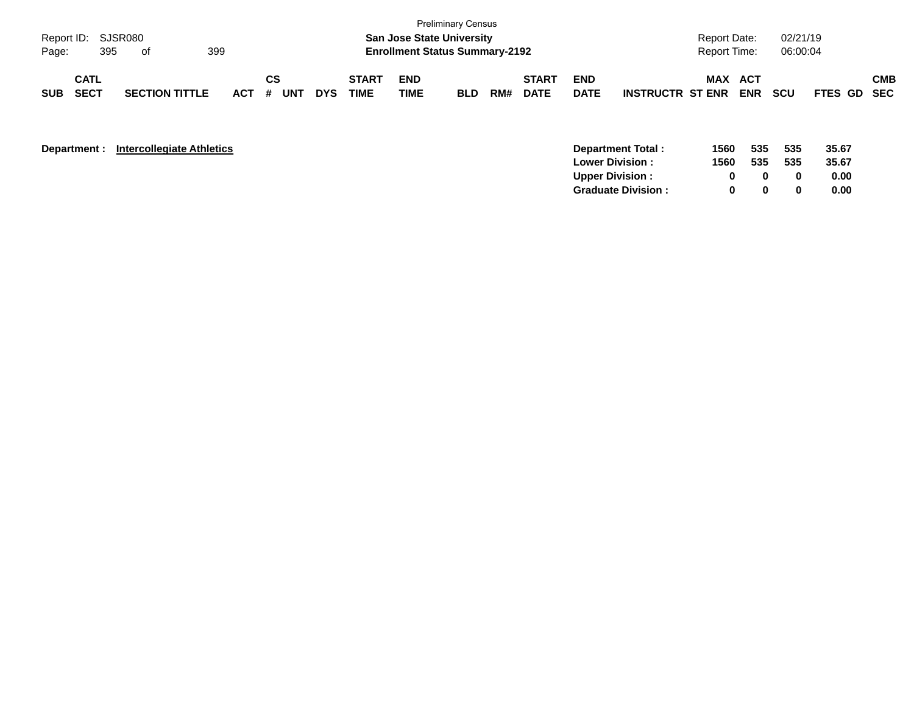| SUB | CATL SECT | SECTION TITTLE | ACT | CS # | UNT | DYS | START TIME | END TIME | BLD | RM# | START DATE | END DATE | INSTRUCTR | ST | MAX ENR | ACT ENR | SCU | FTES | GD | CMB SEC |
|---|---|---|---|---|---|---|---|---|---|---|---|---|---|---|---|---|---|---|---|---|

**Department : Intercollegiate Athletics**

| | MAX ENR | ACT ENR | SCU | FTES |
|---|---|---|---|---|
| **Department Total :** | **1560** | **535** | **535** | **35.67** |
| **Lower Division :** | **1560** | **535** | **535** | **35.67** |
| **Upper Division :** | **0** | **0** | **0** | **0.00** |
| **Graduate Division :** | **0** | **0** | **0** | **0.00** |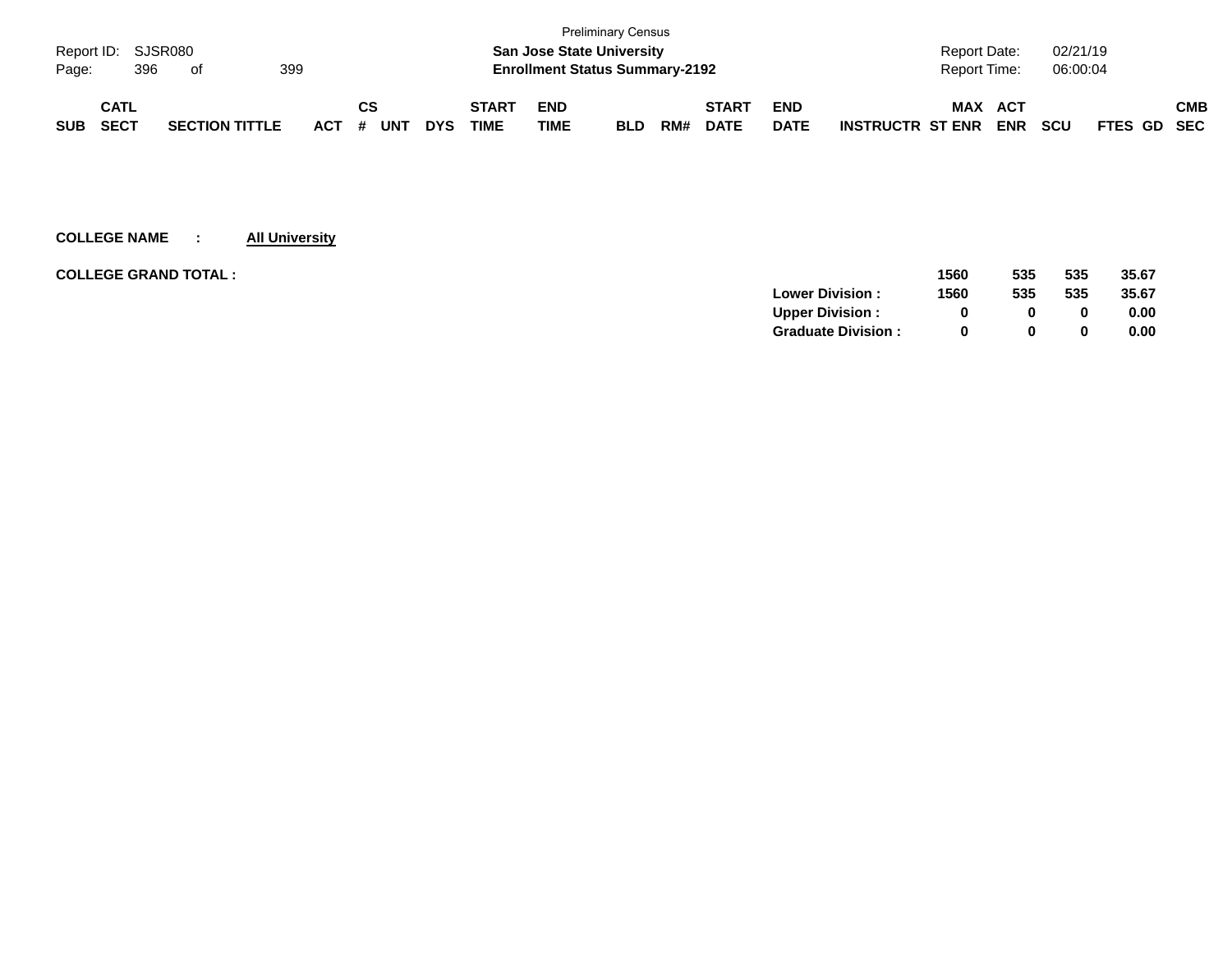Preliminary Census

**San Jose State University**
**Enrollment Status Summary-2192**

| SUB | CATL SECT | SECTION TITTLE | ACT | CS # | UNT | DYS | START TIME | END TIME | BLD | RM# | START DATE | END DATE | INSTRUCTR | MAX ST ENR | ACT ENR | SCU | FTES | GD | CMB SEC |
|---|---|---|---|---|---|---|---|---|---|---|---|---|---|---|---|---|---|---|---|

**COLLEGE NAME : All University**

**COLLEGE GRAND TOTAL :**

| | MAX ST ENR | ACT ENR | SCU | FTES |
|---|---|---|---|---|
| **COLLEGE GRAND TOTAL :** | **1560** | **535** | **535** | **35.67** |
| **Lower Division :** | **1560** | **535** | **535** | **35.67** |
| **Upper Division :** | **0** | **0** | **0** | **0.00** |
| **Graduate Division :** | **0** | **0** | **0** | **0.00** |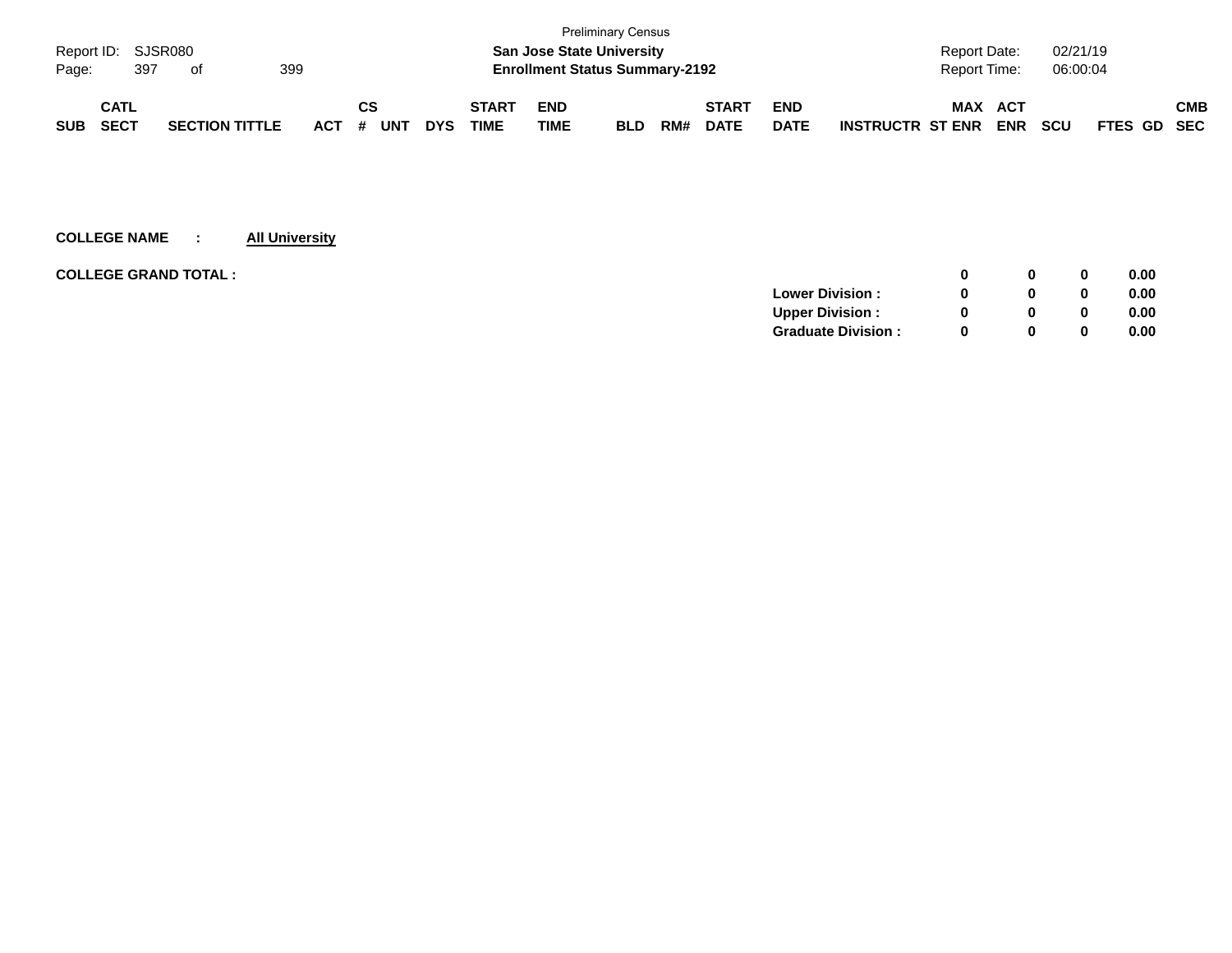Preliminary Census

**San Jose State University**

**Enrollment Status Summary-2192**

| SUB | CATL SECT | SECTION TITTLE | ACT | CS # | UNT | DYS | START TIME | END TIME | BLD | RM# | START DATE | END DATE | INSTRUCTR | MAX ST ENR | ACT ENR | SCU | FTES | GD | CMB SEC |
|---|---|---|---|---|---|---|---|---|---|---|---|---|---|---|---|---|---|---|---|

**COLLEGE NAME : All University**

| | MAX ST ENR | ACT ENR | SCU | FTES |
|---|---|---|---|---|
| **COLLEGE GRAND TOTAL :** | **0** | **0** | **0** | **0.00** |
| **Lower Division :** | **0** | **0** | **0** | **0.00** |
| **Upper Division :** | **0** | **0** | **0** | **0.00** |
| **Graduate Division :** | **0** | **0** | **0** | **0.00** |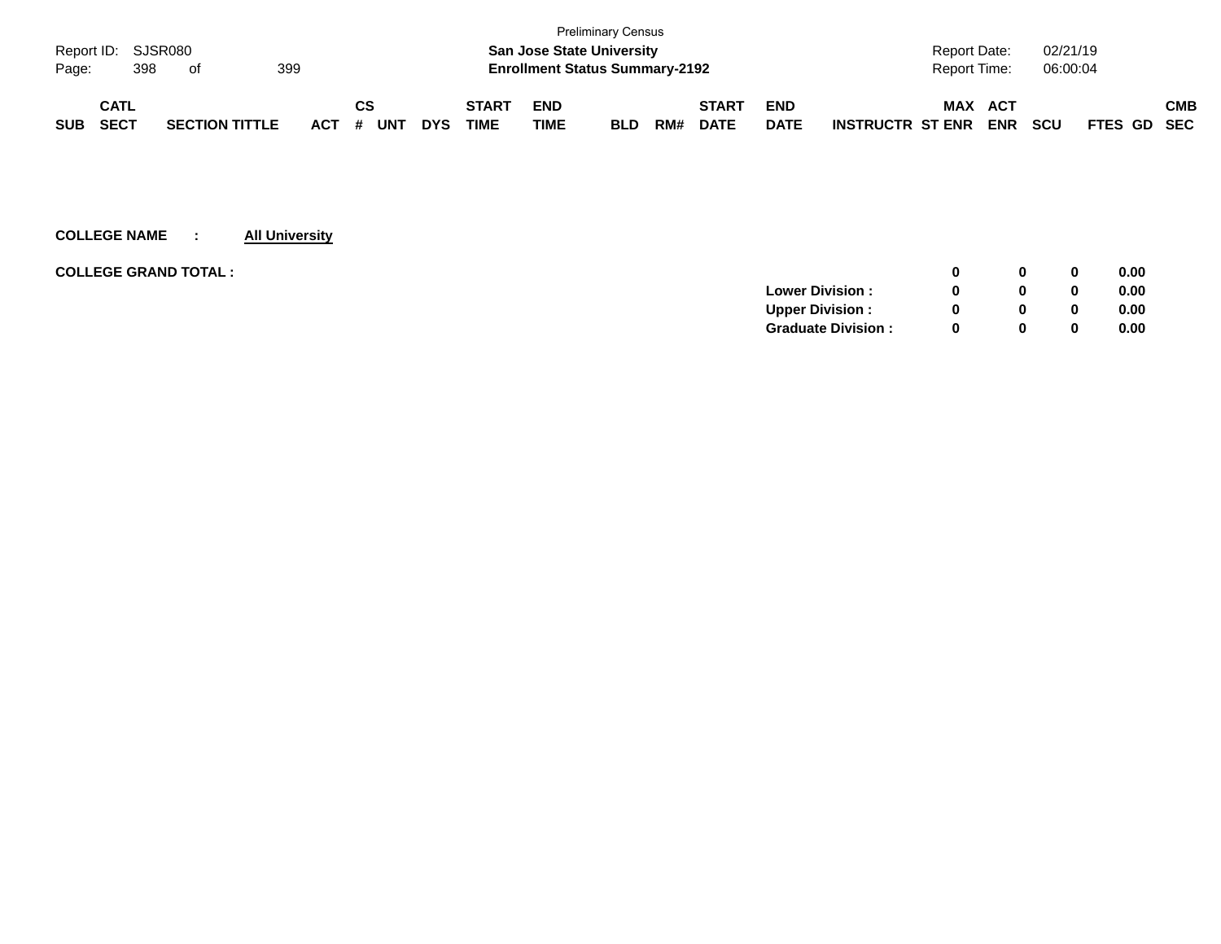| SUB | CATL SECT | SECTION TITTLE | ACT | CS # | UNT | DYS | START TIME | END TIME | BLD | RM# | START DATE | END DATE | INSTRUCTR | MAX ST ENR | ACT ENR | SCU | FTES | GD | CMB SEC |
|---|---|---|---|---|---|---|---|---|---|---|---|---|---|---|---|---|---|---|---|

**COLLEGE NAME : All University**

| | | | | | |
|---|---|---|---|---|---|
| **COLLEGE GRAND TOTAL :** | | **0** | **0** | **0** | **0.00** |
| | **Lower Division :** | **0** | **0** | **0** | **0.00** |
| | **Upper Division :** | **0** | **0** | **0** | **0.00** |
| | **Graduate Division :** | **0** | **0** | **0** | **0.00** |